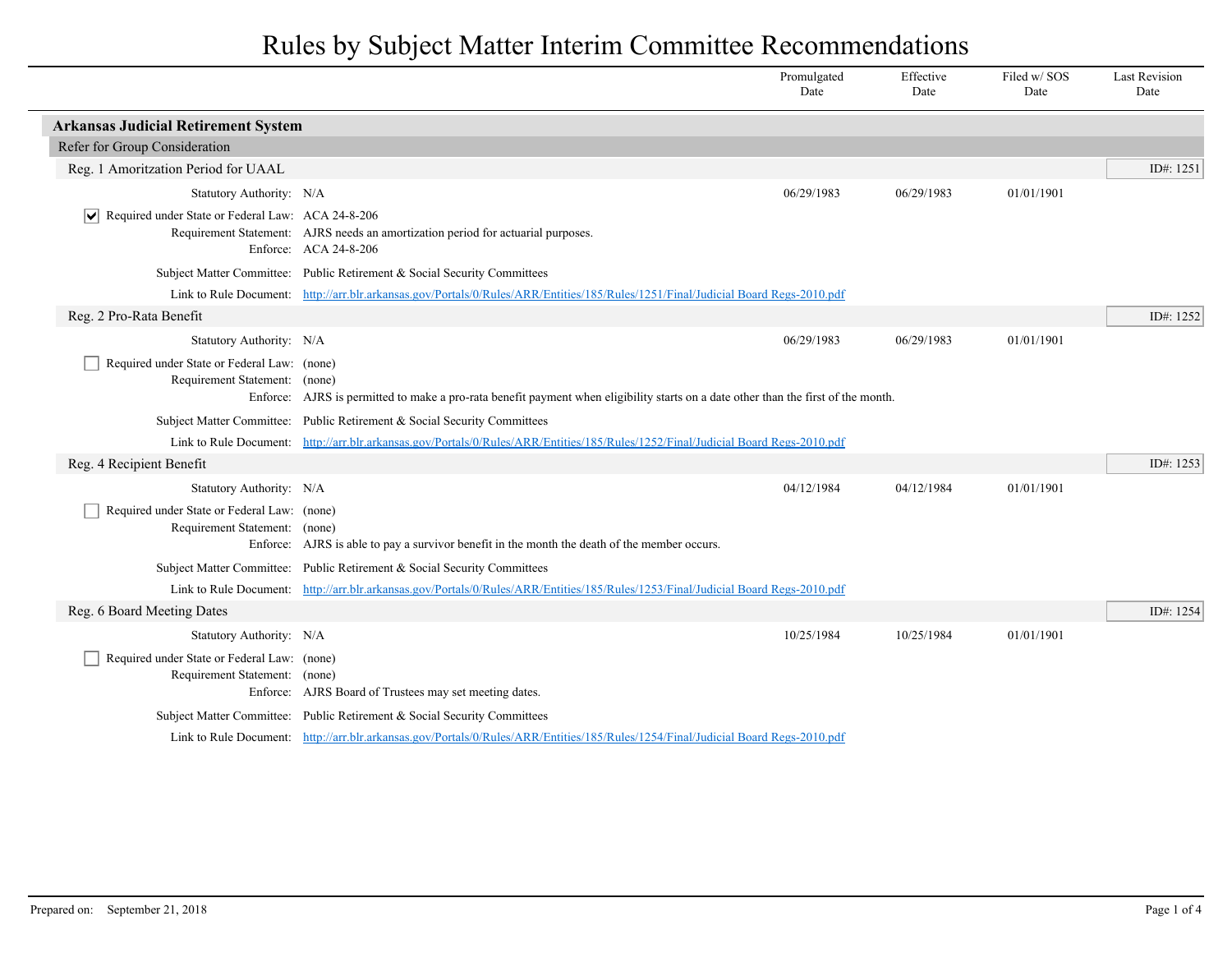# Rules by Subject Matter Interim Committee Recommendations

| | Promulgated Date | Effective Date | Filed w/ SOS Date | Last Revision Date |
|---|---|---|---|---|

## Arkansas Judicial Retirement System

### Refer for Group Consideration

#### Reg. 1 Amortization Period for UAAL

ID#: 1251

| | | Promulgated Date | Effective Date | Filed w/ SOS Date | Last Revision Date |
|---|---|---|---|---|---|
| Statutory Authority: | N/A | 06/29/1983 | 06/29/1983 | 01/01/1901 | |

- [x] Required under State or Federal Law: ACA 24-8-206

Requirement Statement: AJRS needs an amortization period for actuarial purposes.

Enforce: ACA 24-8-206

Subject Matter Committee: Public Retirement & Social Security Committees

Link to Rule Document: [http://arr.blr.arkansas.gov/Portals/0/Rules/ARR/Entities/185/Rules/1251/Final/Judicial Board Regs-2010.pdf](http://arr.blr.arkansas.gov/Portals/0/Rules/ARR/Entities/185/Rules/1251/Final/Judicial%20Board%20Regs-2010.pdf)

#### Reg. 2 Pro-Rata Benefit

ID#: 1252

| | | Promulgated Date | Effective Date | Filed w/ SOS Date | Last Revision Date |
|---|---|---|---|---|---|
| Statutory Authority: | N/A | 06/29/1983 | 06/29/1983 | 01/01/1901 | |

- [ ] Required under State or Federal Law: (none)

Requirement Statement: (none)

Enforce: AJRS is permitted to make a pro-rata benefit payment when eligibility starts on a date other than the first of the month.

Subject Matter Committee: Public Retirement & Social Security Committees

Link to Rule Document: [http://arr.blr.arkansas.gov/Portals/0/Rules/ARR/Entities/185/Rules/1252/Final/Judicial Board Regs-2010.pdf](http://arr.blr.arkansas.gov/Portals/0/Rules/ARR/Entities/185/Rules/1252/Final/Judicial%20Board%20Regs-2010.pdf)

#### Reg. 4 Recipient Benefit

ID#: 1253

| | | Promulgated Date | Effective Date | Filed w/ SOS Date | Last Revision Date |
|---|---|---|---|---|---|
| Statutory Authority: | N/A | 04/12/1984 | 04/12/1984 | 01/01/1901 | |

- [ ] Required under State or Federal Law: (none)

Requirement Statement: (none)

Enforce: AJRS is able to pay a survivor benefit in the month the death of the member occurs.

Subject Matter Committee: Public Retirement & Social Security Committees

Link to Rule Document: [http://arr.blr.arkansas.gov/Portals/0/Rules/ARR/Entities/185/Rules/1253/Final/Judicial Board Regs-2010.pdf](http://arr.blr.arkansas.gov/Portals/0/Rules/ARR/Entities/185/Rules/1253/Final/Judicial%20Board%20Regs-2010.pdf)

#### Reg. 6 Board Meeting Dates

ID#: 1254

| | | Promulgated Date | Effective Date | Filed w/ SOS Date | Last Revision Date |
|---|---|---|---|---|---|
| Statutory Authority: | N/A | 10/25/1984 | 10/25/1984 | 01/01/1901 | |

- [ ] Required under State or Federal Law: (none)

Requirement Statement: (none)

Enforce: AJRS Board of Trustees may set meeting dates.

Subject Matter Committee: Public Retirement & Social Security Committees

Link to Rule Document: [http://arr.blr.arkansas.gov/Portals/0/Rules/ARR/Entities/185/Rules/1254/Final/Judicial Board Regs-2010.pdf](http://arr.blr.arkansas.gov/Portals/0/Rules/ARR/Entities/185/Rules/1254/Final/Judicial%20Board%20Regs-2010.pdf)

Prepared on: September 21, 2018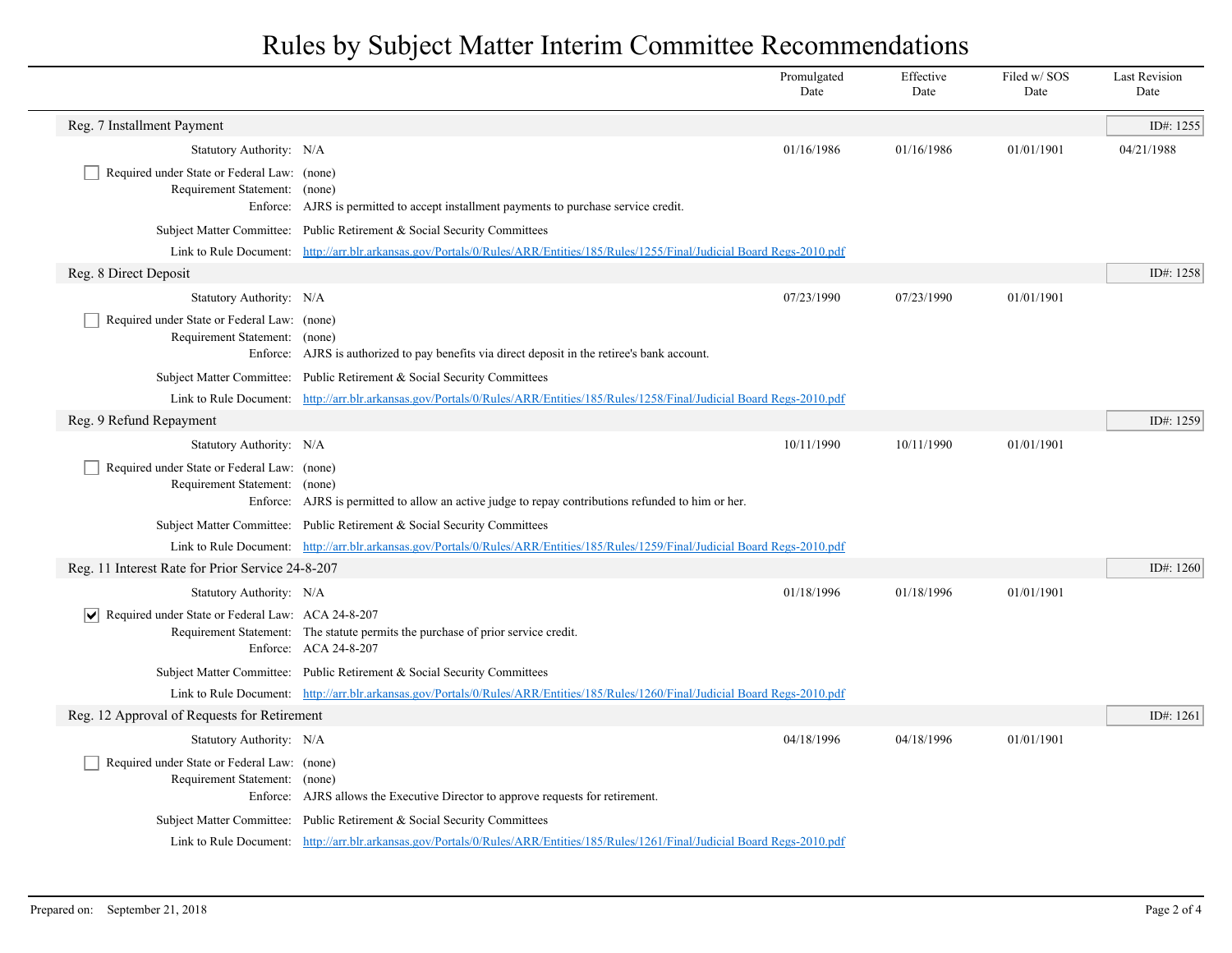# Rules by Subject Matter Interim Committee Recommendations

| | Promulgated Date | Effective Date | Filed w/ SOS Date | Last Revision Date |
|---|---|---|---|---|

## Reg. 7 Installment Payment

ID#: 1255

| | | Promulgated Date | Effective Date | Filed w/ SOS Date | Last Revision Date |
|---|---|---|---|---|---|
| Statutory Authority: | N/A | 01/16/1986 | 01/16/1986 | 01/01/1901 | 04/21/1988 |

- [ ] Required under State or Federal Law: (none)

Requirement Statement: (none)

Enforce: AJRS is permitted to accept installment payments to purchase service credit.

Subject Matter Committee: Public Retirement & Social Security Committees

Link to Rule Document: [http://arr.blr.arkansas.gov/Portals/0/Rules/ARR/Entities/185/Rules/1255/Final/Judicial Board Regs-2010.pdf](http://arr.blr.arkansas.gov/Portals/0/Rules/ARR/Entities/185/Rules/1255/Final/Judicial Board Regs-2010.pdf)

## Reg. 8 Direct Deposit

ID#: 1258

| | | Promulgated Date | Effective Date | Filed w/ SOS Date | Last Revision Date |
|---|---|---|---|---|---|
| Statutory Authority: | N/A | 07/23/1990 | 07/23/1990 | 01/01/1901 | |

- [ ] Required under State or Federal Law: (none)

Requirement Statement: (none)

Enforce: AJRS is authorized to pay benefits via direct deposit in the retiree's bank account.

Subject Matter Committee: Public Retirement & Social Security Committees

Link to Rule Document: [http://arr.blr.arkansas.gov/Portals/0/Rules/ARR/Entities/185/Rules/1258/Final/Judicial Board Regs-2010.pdf](http://arr.blr.arkansas.gov/Portals/0/Rules/ARR/Entities/185/Rules/1258/Final/Judicial Board Regs-2010.pdf)

## Reg. 9 Refund Repayment

ID#: 1259

| | | Promulgated Date | Effective Date | Filed w/ SOS Date | Last Revision Date |
|---|---|---|---|---|---|
| Statutory Authority: | N/A | 10/11/1990 | 10/11/1990 | 01/01/1901 | |

- [ ] Required under State or Federal Law: (none)

Requirement Statement: (none)

Enforce: AJRS is permitted to allow an active judge to repay contributions refunded to him or her.

Subject Matter Committee: Public Retirement & Social Security Committees

Link to Rule Document: [http://arr.blr.arkansas.gov/Portals/0/Rules/ARR/Entities/185/Rules/1259/Final/Judicial Board Regs-2010.pdf](http://arr.blr.arkansas.gov/Portals/0/Rules/ARR/Entities/185/Rules/1259/Final/Judicial Board Regs-2010.pdf)

## Reg. 11 Interest Rate for Prior Service 24-8-207

ID#: 1260

| | | Promulgated Date | Effective Date | Filed w/ SOS Date | Last Revision Date |
|---|---|---|---|---|---|
| Statutory Authority: | N/A | 01/18/1996 | 01/18/1996 | 01/01/1901 | |

- [x] Required under State or Federal Law: ACA 24-8-207

Requirement Statement: The statute permits the purchase of prior service credit.

Enforce: ACA 24-8-207

Subject Matter Committee: Public Retirement & Social Security Committees

Link to Rule Document: [http://arr.blr.arkansas.gov/Portals/0/Rules/ARR/Entities/185/Rules/1260/Final/Judicial Board Regs-2010.pdf](http://arr.blr.arkansas.gov/Portals/0/Rules/ARR/Entities/185/Rules/1260/Final/Judicial Board Regs-2010.pdf)

## Reg. 12 Approval of Requests for Retirement

ID#: 1261

| | | Promulgated Date | Effective Date | Filed w/ SOS Date | Last Revision Date |
|---|---|---|---|---|---|
| Statutory Authority: | N/A | 04/18/1996 | 04/18/1996 | 01/01/1901 | |

- [ ] Required under State or Federal Law: (none)

Requirement Statement: (none)

Enforce: AJRS allows the Executive Director to approve requests for retirement.

Subject Matter Committee: Public Retirement & Social Security Committees

Link to Rule Document: [http://arr.blr.arkansas.gov/Portals/0/Rules/ARR/Entities/185/Rules/1261/Final/Judicial Board Regs-2010.pdf](http://arr.blr.arkansas.gov/Portals/0/Rules/ARR/Entities/185/Rules/1261/Final/Judicial Board Regs-2010.pdf)

Prepared on: September 21, 2018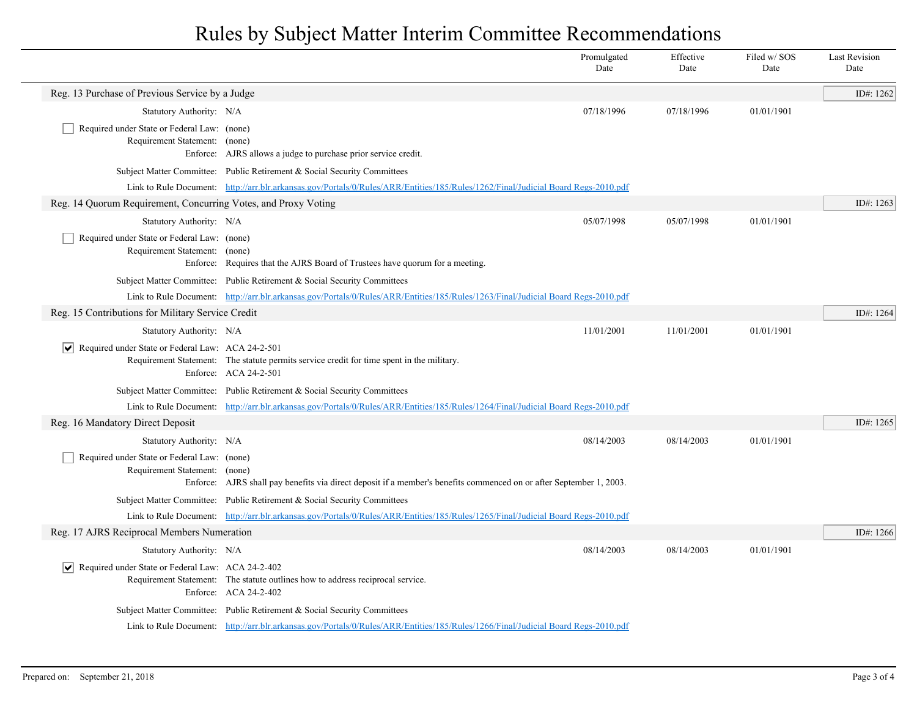# Rules by Subject Matter Interim Committee Recommendations

| | Promulgated Date | Effective Date | Filed w/ SOS Date | Last Revision Date |
|---|---|---|---|---|

## Reg. 13 Purchase of Previous Service by a Judge

ID#: 1262

| | Promulgated Date | Effective Date | Filed w/ SOS Date | Last Revision Date |
|---|---|---|---|---|
| Statutory Authority: N/A | 07/18/1996 | 07/18/1996 | 01/01/1901 | |

- [ ] Required under State or Federal Law: (none)

Requirement Statement: (none)

Enforce: AJRS allows a judge to purchase prior service credit.

Subject Matter Committee: Public Retirement & Social Security Committees

Link to Rule Document: [http://arr.blr.arkansas.gov/Portals/0/Rules/ARR/Entities/185/Rules/1262/Final/Judicial Board Regs-2010.pdf](http://arr.blr.arkansas.gov/Portals/0/Rules/ARR/Entities/185/Rules/1262/Final/Judicial Board Regs-2010.pdf)

## Reg. 14 Quorum Requirement, Concurring Votes, and Proxy Voting

ID#: 1263

| | Promulgated Date | Effective Date | Filed w/ SOS Date | Last Revision Date |
|---|---|---|---|---|
| Statutory Authority: N/A | 05/07/1998 | 05/07/1998 | 01/01/1901 | |

- [ ] Required under State or Federal Law: (none)

Requirement Statement: (none)

Enforce: Requires that the AJRS Board of Trustees have quorum for a meeting.

Subject Matter Committee: Public Retirement & Social Security Committees

Link to Rule Document: [http://arr.blr.arkansas.gov/Portals/0/Rules/ARR/Entities/185/Rules/1263/Final/Judicial Board Regs-2010.pdf](http://arr.blr.arkansas.gov/Portals/0/Rules/ARR/Entities/185/Rules/1263/Final/Judicial Board Regs-2010.pdf)

## Reg. 15 Contributions for Military Service Credit

ID#: 1264

| | Promulgated Date | Effective Date | Filed w/ SOS Date | Last Revision Date |
|---|---|---|---|---|
| Statutory Authority: N/A | 11/01/2001 | 11/01/2001 | 01/01/1901 | |

- [x] Required under State or Federal Law: ACA 24-2-501

Requirement Statement: The statute permits service credit for time spent in the military.

Enforce: ACA 24-2-501

Subject Matter Committee: Public Retirement & Social Security Committees

Link to Rule Document: [http://arr.blr.arkansas.gov/Portals/0/Rules/ARR/Entities/185/Rules/1264/Final/Judicial Board Regs-2010.pdf](http://arr.blr.arkansas.gov/Portals/0/Rules/ARR/Entities/185/Rules/1264/Final/Judicial Board Regs-2010.pdf)

## Reg. 16 Mandatory Direct Deposit

ID#: 1265

| | Promulgated Date | Effective Date | Filed w/ SOS Date | Last Revision Date |
|---|---|---|---|---|
| Statutory Authority: N/A | 08/14/2003 | 08/14/2003 | 01/01/1901 | |

- [ ] Required under State or Federal Law: (none)

Requirement Statement: (none)

Enforce: AJRS shall pay benefits via direct deposit if a member's benefits commenced on or after September 1, 2003.

Subject Matter Committee: Public Retirement & Social Security Committees

Link to Rule Document: [http://arr.blr.arkansas.gov/Portals/0/Rules/ARR/Entities/185/Rules/1265/Final/Judicial Board Regs-2010.pdf](http://arr.blr.arkansas.gov/Portals/0/Rules/ARR/Entities/185/Rules/1265/Final/Judicial Board Regs-2010.pdf)

## Reg. 17 AJRS Reciprocal Members Numeration

ID#: 1266

| | Promulgated Date | Effective Date | Filed w/ SOS Date | Last Revision Date |
|---|---|---|---|---|
| Statutory Authority: N/A | 08/14/2003 | 08/14/2003 | 01/01/1901 | |

- [x] Required under State or Federal Law: ACA 24-2-402

Requirement Statement: The statute outlines how to address reciprocal service.

Enforce: ACA 24-2-402

Subject Matter Committee: Public Retirement & Social Security Committees

Link to Rule Document: [http://arr.blr.arkansas.gov/Portals/0/Rules/ARR/Entities/185/Rules/1266/Final/Judicial Board Regs-2010.pdf](http://arr.blr.arkansas.gov/Portals/0/Rules/ARR/Entities/185/Rules/1266/Final/Judicial Board Regs-2010.pdf)

Prepared on: September 21, 2018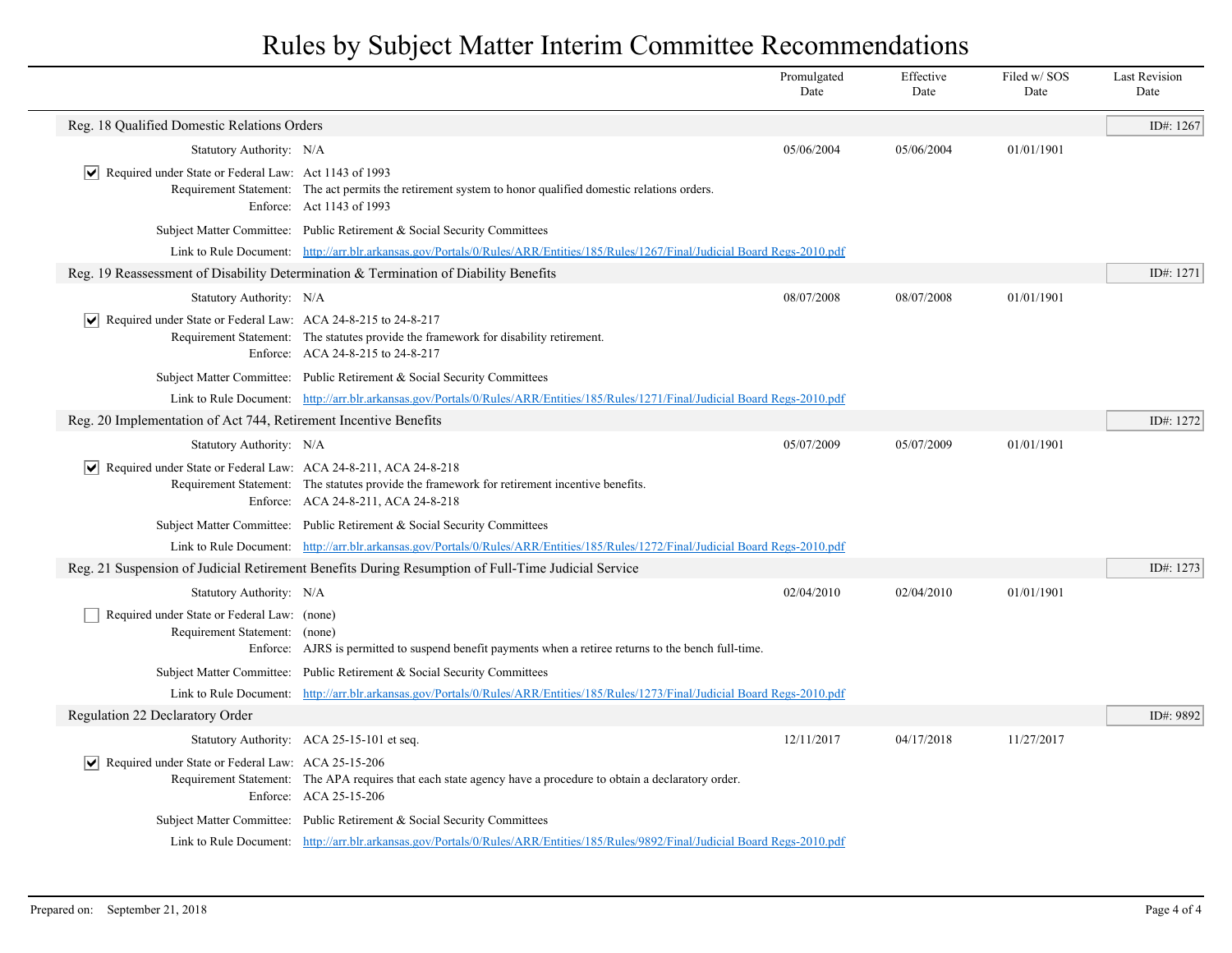# Rules by Subject Matter Interim Committee Recommendations

| | Promulgated Date | Effective Date | Filed w/ SOS Date | Last Revision Date |
|---|---|---|---|---|

## Reg. 18 Qualified Domestic Relations Orders

ID#: 1267

| | Promulgated Date | Effective Date | Filed w/ SOS Date | Last Revision Date |
|---|---|---|---|---|
| Statutory Authority: N/A | 05/06/2004 | 05/06/2004 | 01/01/1901 | |

☑ Required under State or Federal Law: Act 1143 of 1993
Requirement Statement: The act permits the retirement system to honor qualified domestic relations orders.
Enforce: Act 1143 of 1993

Subject Matter Committee: Public Retirement & Social Security Committees

Link to Rule Document: [http://arr.blr.arkansas.gov/Portals/0/Rules/ARR/Entities/185/Rules/1267/Final/Judicial Board Regs-2010.pdf](http://arr.blr.arkansas.gov/Portals/0/Rules/ARR/Entities/185/Rules/1267/Final/Judicial Board Regs-2010.pdf)

## Reg. 19 Reassessment of Disability Determination & Termination of Diability Benefits

ID#: 1271

| | Promulgated Date | Effective Date | Filed w/ SOS Date | Last Revision Date |
|---|---|---|---|---|
| Statutory Authority: N/A | 08/07/2008 | 08/07/2008 | 01/01/1901 | |

☑ Required under State or Federal Law: ACA 24-8-215 to 24-8-217
Requirement Statement: The statutes provide the framework for disability retirement.
Enforce: ACA 24-8-215 to 24-8-217

Subject Matter Committee: Public Retirement & Social Security Committees

Link to Rule Document: [http://arr.blr.arkansas.gov/Portals/0/Rules/ARR/Entities/185/Rules/1271/Final/Judicial Board Regs-2010.pdf](http://arr.blr.arkansas.gov/Portals/0/Rules/ARR/Entities/185/Rules/1271/Final/Judicial Board Regs-2010.pdf)

## Reg. 20 Implementation of Act 744, Retirement Incentive Benefits

ID#: 1272

| | Promulgated Date | Effective Date | Filed w/ SOS Date | Last Revision Date |
|---|---|---|---|---|
| Statutory Authority: N/A | 05/07/2009 | 05/07/2009 | 01/01/1901 | |

☑ Required under State or Federal Law: ACA 24-8-211, ACA 24-8-218
Requirement Statement: The statutes provide the framework for retirement incentive benefits.
Enforce: ACA 24-8-211, ACA 24-8-218

Subject Matter Committee: Public Retirement & Social Security Committees

Link to Rule Document: [http://arr.blr.arkansas.gov/Portals/0/Rules/ARR/Entities/185/Rules/1272/Final/Judicial Board Regs-2010.pdf](http://arr.blr.arkansas.gov/Portals/0/Rules/ARR/Entities/185/Rules/1272/Final/Judicial Board Regs-2010.pdf)

## Reg. 21 Suspension of Judicial Retirement Benefits During Resumption of Full-Time Judicial Service

ID#: 1273

| | Promulgated Date | Effective Date | Filed w/ SOS Date | Last Revision Date |
|---|---|---|---|---|
| Statutory Authority: N/A | 02/04/2010 | 02/04/2010 | 01/01/1901 | |

☐ Required under State or Federal Law: (none)
Requirement Statement: (none)
Enforce: AJRS is permitted to suspend benefit payments when a retiree returns to the bench full-time.

Subject Matter Committee: Public Retirement & Social Security Committees

Link to Rule Document: [http://arr.blr.arkansas.gov/Portals/0/Rules/ARR/Entities/185/Rules/1273/Final/Judicial Board Regs-2010.pdf](http://arr.blr.arkansas.gov/Portals/0/Rules/ARR/Entities/185/Rules/1273/Final/Judicial Board Regs-2010.pdf)

## Regulation 22 Declaratory Order

ID#: 9892

| | Promulgated Date | Effective Date | Filed w/ SOS Date | Last Revision Date |
|---|---|---|---|---|
| Statutory Authority: ACA 25-15-101 et seq. | 12/11/2017 | 04/17/2018 | 11/27/2017 | |

☑ Required under State or Federal Law: ACA 25-15-206
Requirement Statement: The APA requires that each state agency have a procedure to obtain a declaratory order.
Enforce: ACA 25-15-206

Subject Matter Committee: Public Retirement & Social Security Committees

Link to Rule Document: [http://arr.blr.arkansas.gov/Portals/0/Rules/ARR/Entities/185/Rules/9892/Final/Judicial Board Regs-2010.pdf](http://arr.blr.arkansas.gov/Portals/0/Rules/ARR/Entities/185/Rules/9892/Final/Judicial Board Regs-2010.pdf)

Prepared on: September 21, 2018